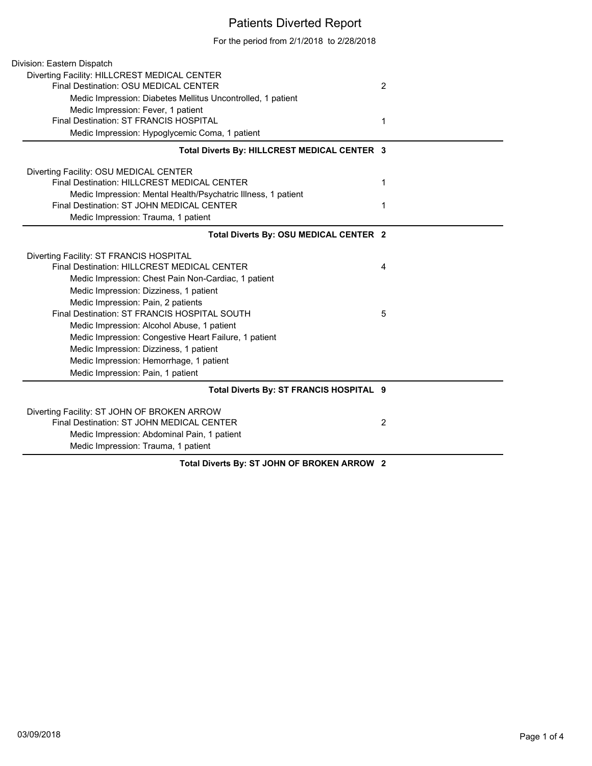# Patients Diverted Report

For the period from 2/1/2018 to 2/28/2018

Division: Eastern Dispatch

Diverting Facility: HILLCREST MEDICAL CENTER

| | Count |
|---|---|
| Final Destination: OSU MEDICAL CENTER | 2 |
| Medic Impression: Diabetes Mellitus Uncontrolled, 1 patient | |
| Medic Impression: Fever, 1 patient | |
| Final Destination: ST FRANCIS HOSPITAL | 1 |
| Medic Impression: Hypoglycemic Coma, 1 patient | |

**Total Diverts By: HILLCREST MEDICAL CENTER 3**

Diverting Facility: OSU MEDICAL CENTER

| | Count |
|---|---|
| Final Destination: HILLCREST MEDICAL CENTER | 1 |
| Medic Impression: Mental Health/Psychatric Illness, 1 patient | |
| Final Destination: ST JOHN MEDICAL CENTER | 1 |
| Medic Impression: Trauma, 1 patient | |

**Total Diverts By: OSU MEDICAL CENTER 2**

Diverting Facility: ST FRANCIS HOSPITAL

| | Count |
|---|---|
| Final Destination: HILLCREST MEDICAL CENTER | 4 |
| Medic Impression: Chest Pain Non-Cardiac, 1 patient | |
| Medic Impression: Dizziness, 1 patient | |
| Medic Impression: Pain, 2 patients | |
| Final Destination: ST FRANCIS HOSPITAL SOUTH | 5 |
| Medic Impression: Alcohol Abuse, 1 patient | |
| Medic Impression: Congestive Heart Failure, 1 patient | |
| Medic Impression: Dizziness, 1 patient | |
| Medic Impression: Hemorrhage, 1 patient | |
| Medic Impression: Pain, 1 patient | |

**Total Diverts By: ST FRANCIS HOSPITAL 9**

Diverting Facility: ST JOHN OF BROKEN ARROW

| | Count |
|---|---|
| Final Destination: ST JOHN MEDICAL CENTER | 2 |
| Medic Impression: Abdominal Pain, 1 patient | |
| Medic Impression: Trauma, 1 patient | |

**Total Diverts By: ST JOHN OF BROKEN ARROW 2**

03/09/2018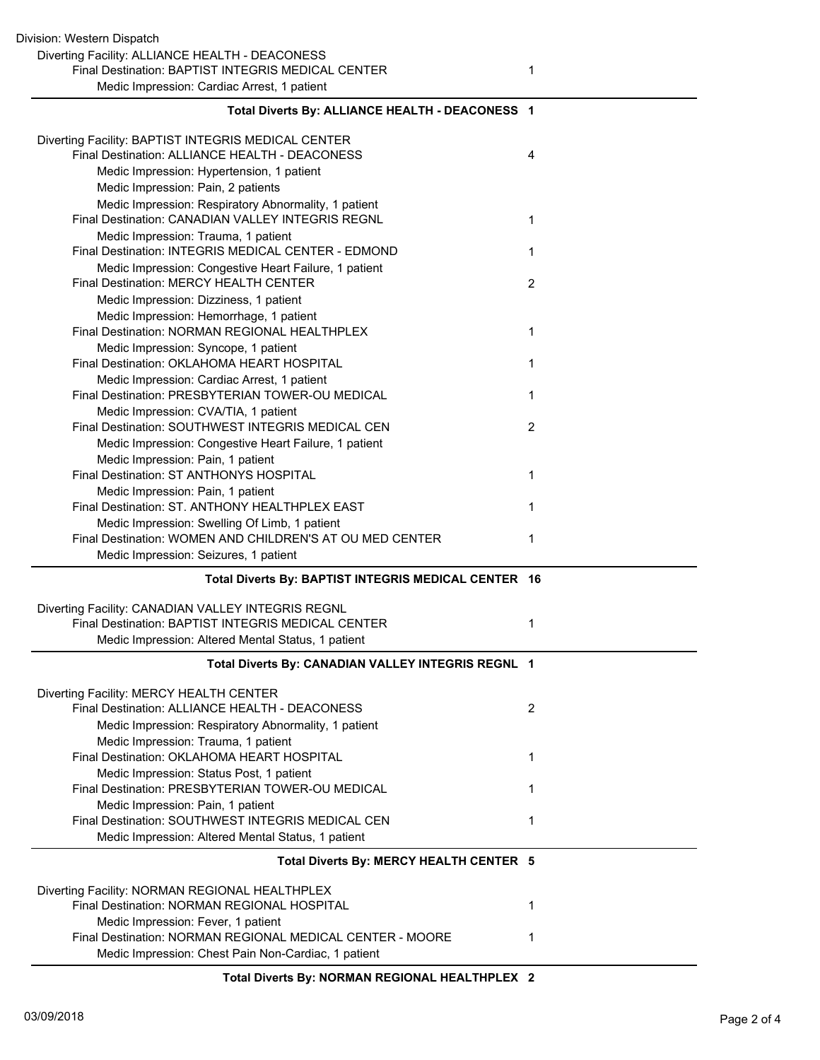Division: Western Dispatch

Diverting Facility: ALLIANCE HEALTH - DEACONESS

| | Count |
|---|---|
| Final Destination: BAPTIST INTEGRIS MEDICAL CENTER | 1 |
| Medic Impression: Cardiac Arrest, 1 patient | |

**Total Diverts By: ALLIANCE HEALTH - DEACONESS 1**

Diverting Facility: BAPTIST INTEGRIS MEDICAL CENTER

| | Count |
|---|---|
| Final Destination: ALLIANCE HEALTH - DEACONESS | 4 |
| Medic Impression: Hypertension, 1 patient | |
| Medic Impression: Pain, 2 patients | |
| Medic Impression: Respiratory Abnormality, 1 patient | |
| Final Destination: CANADIAN VALLEY INTEGRIS REGNL | 1 |
| Medic Impression: Trauma, 1 patient | |
| Final Destination: INTEGRIS MEDICAL CENTER - EDMOND | 1 |
| Medic Impression: Congestive Heart Failure, 1 patient | |
| Final Destination: MERCY HEALTH CENTER | 2 |
| Medic Impression: Dizziness, 1 patient | |
| Medic Impression: Hemorrhage, 1 patient | |
| Final Destination: NORMAN REGIONAL HEALTHPLEX | 1 |
| Medic Impression: Syncope, 1 patient | |
| Final Destination: OKLAHOMA HEART HOSPITAL | 1 |
| Medic Impression: Cardiac Arrest, 1 patient | |
| Final Destination: PRESBYTERIAN TOWER-OU MEDICAL | 1 |
| Medic Impression: CVA/TIA, 1 patient | |
| Final Destination: SOUTHWEST INTEGRIS MEDICAL CEN | 2 |
| Medic Impression: Congestive Heart Failure, 1 patient | |
| Medic Impression: Pain, 1 patient | |
| Final Destination: ST ANTHONYS HOSPITAL | 1 |
| Medic Impression: Pain, 1 patient | |
| Final Destination: ST. ANTHONY HEALTHPLEX EAST | 1 |
| Medic Impression: Swelling Of Limb, 1 patient | |
| Final Destination: WOMEN AND CHILDREN'S AT OU MED CENTER | 1 |
| Medic Impression: Seizures, 1 patient | |

**Total Diverts By: BAPTIST INTEGRIS MEDICAL CENTER 16**

Diverting Facility: CANADIAN VALLEY INTEGRIS REGNL

| | Count |
|---|---|
| Final Destination: BAPTIST INTEGRIS MEDICAL CENTER | 1 |
| Medic Impression: Altered Mental Status, 1 patient | |

**Total Diverts By: CANADIAN VALLEY INTEGRIS REGNL 1**

Diverting Facility: MERCY HEALTH CENTER

| | Count |
|---|---|
| Final Destination: ALLIANCE HEALTH - DEACONESS | 2 |
| Medic Impression: Respiratory Abnormality, 1 patient | |
| Medic Impression: Trauma, 1 patient | |
| Final Destination: OKLAHOMA HEART HOSPITAL | 1 |
| Medic Impression: Status Post, 1 patient | |
| Final Destination: PRESBYTERIAN TOWER-OU MEDICAL | 1 |
| Medic Impression: Pain, 1 patient | |
| Final Destination: SOUTHWEST INTEGRIS MEDICAL CEN | 1 |
| Medic Impression: Altered Mental Status, 1 patient | |

**Total Diverts By: MERCY HEALTH CENTER 5**

Diverting Facility: NORMAN REGIONAL HEALTHPLEX

| | Count |
|---|---|
| Final Destination: NORMAN REGIONAL HOSPITAL | 1 |
| Medic Impression: Fever, 1 patient | |
| Final Destination: NORMAN REGIONAL MEDICAL CENTER - MOORE | 1 |
| Medic Impression: Chest Pain Non-Cardiac, 1 patient | |

**Total Diverts By: NORMAN REGIONAL HEALTHPLEX 2**

03/09/2018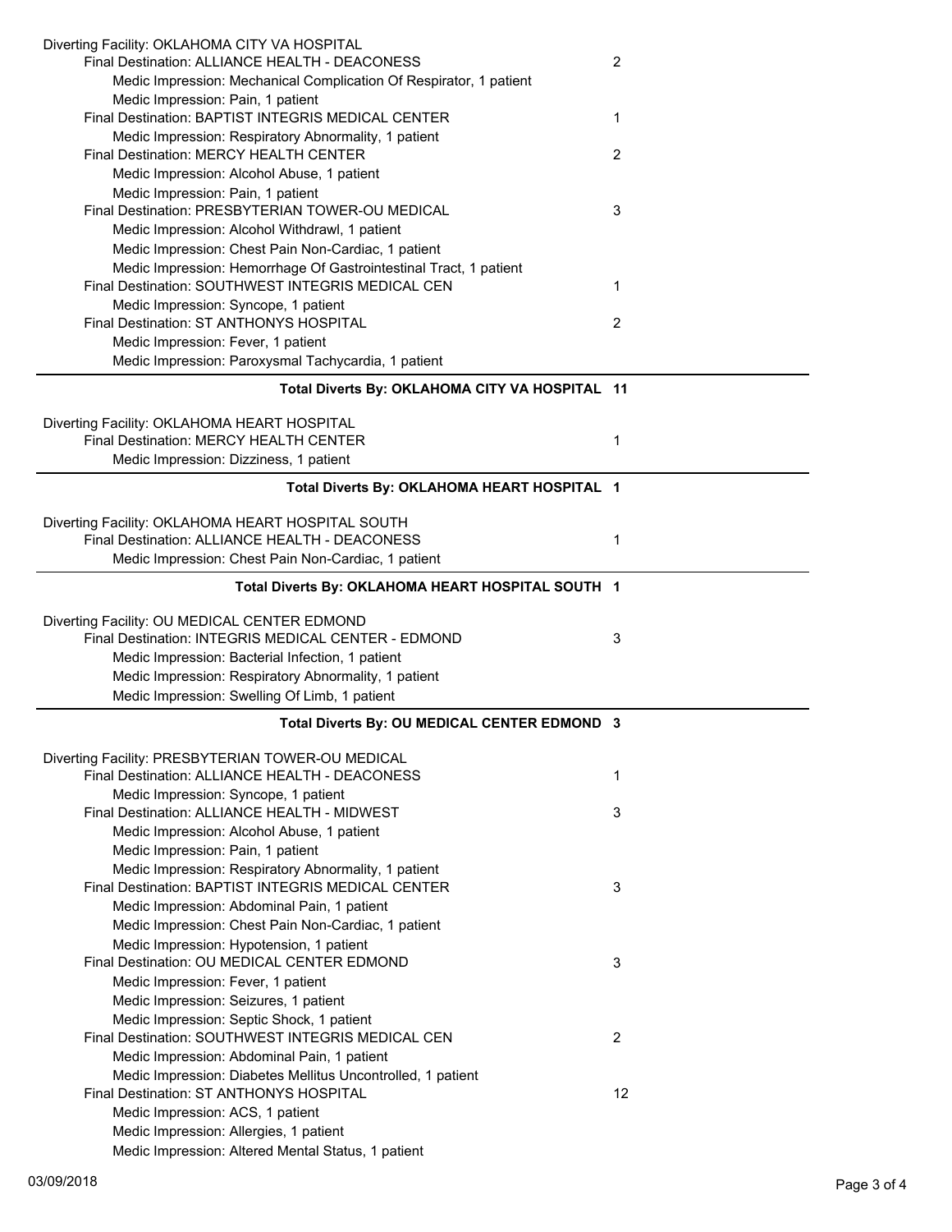Diverting Facility: OKLAHOMA CITY VA HOSPITAL

- Final Destination: ALLIANCE HEALTH - DEACONESS — 2
  - Medic Impression: Mechanical Complication Of Respirator, 1 patient
  - Medic Impression: Pain, 1 patient
- Final Destination: BAPTIST INTEGRIS MEDICAL CENTER — 1
  - Medic Impression: Respiratory Abnormality, 1 patient
- Final Destination: MERCY HEALTH CENTER — 2
  - Medic Impression: Alcohol Abuse, 1 patient
  - Medic Impression: Pain, 1 patient
- Final Destination: PRESBYTERIAN TOWER-OU MEDICAL — 3
  - Medic Impression: Alcohol Withdrawl, 1 patient
  - Medic Impression: Chest Pain Non-Cardiac, 1 patient
  - Medic Impression: Hemorrhage Of Gastrointestinal Tract, 1 patient
- Final Destination: SOUTHWEST INTEGRIS MEDICAL CEN — 1
  - Medic Impression: Syncope, 1 patient
- Final Destination: ST ANTHONYS HOSPITAL — 2
  - Medic Impression: Fever, 1 patient
  - Medic Impression: Paroxysmal Tachycardia, 1 patient

**Total Diverts By: OKLAHOMA CITY VA HOSPITAL 11**

---

Diverting Facility: OKLAHOMA HEART HOSPITAL

- Final Destination: MERCY HEALTH CENTER — 1
  - Medic Impression: Dizziness, 1 patient

**Total Diverts By: OKLAHOMA HEART HOSPITAL 1**

---

Diverting Facility: OKLAHOMA HEART HOSPITAL SOUTH

- Final Destination: ALLIANCE HEALTH - DEACONESS — 1
  - Medic Impression: Chest Pain Non-Cardiac, 1 patient

**Total Diverts By: OKLAHOMA HEART HOSPITAL SOUTH 1**

---

Diverting Facility: OU MEDICAL CENTER EDMOND

- Final Destination: INTEGRIS MEDICAL CENTER - EDMOND — 3
  - Medic Impression: Bacterial Infection, 1 patient
  - Medic Impression: Respiratory Abnormality, 1 patient
  - Medic Impression: Swelling Of Limb, 1 patient

**Total Diverts By: OU MEDICAL CENTER EDMOND 3**

---

Diverting Facility: PRESBYTERIAN TOWER-OU MEDICAL

- Final Destination: ALLIANCE HEALTH - DEACONESS — 1
  - Medic Impression: Syncope, 1 patient
- Final Destination: ALLIANCE HEALTH - MIDWEST — 3
  - Medic Impression: Alcohol Abuse, 1 patient
  - Medic Impression: Pain, 1 patient
  - Medic Impression: Respiratory Abnormality, 1 patient
- Final Destination: BAPTIST INTEGRIS MEDICAL CENTER — 3
  - Medic Impression: Abdominal Pain, 1 patient
  - Medic Impression: Chest Pain Non-Cardiac, 1 patient
  - Medic Impression: Hypotension, 1 patient
- Final Destination: OU MEDICAL CENTER EDMOND — 3
  - Medic Impression: Fever, 1 patient
  - Medic Impression: Seizures, 1 patient
  - Medic Impression: Septic Shock, 1 patient
- Final Destination: SOUTHWEST INTEGRIS MEDICAL CEN — 2
  - Medic Impression: Abdominal Pain, 1 patient
  - Medic Impression: Diabetes Mellitus Uncontrolled, 1 patient
- Final Destination: ST ANTHONYS HOSPITAL — 12
  - Medic Impression: ACS, 1 patient
  - Medic Impression: Allergies, 1 patient
  - Medic Impression: Altered Mental Status, 1 patient

03/09/2018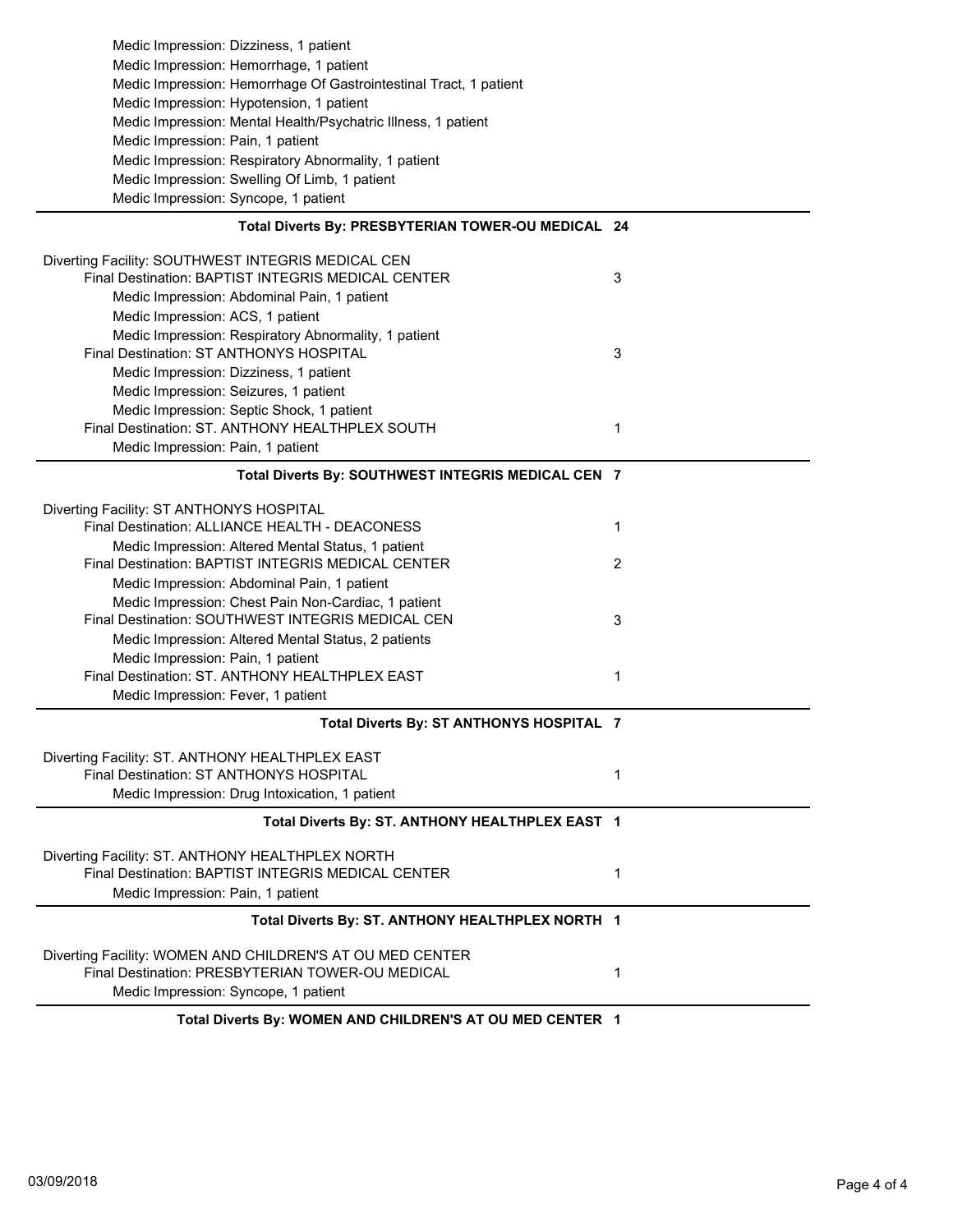Medic Impression: Dizziness, 1 patient
Medic Impression: Hemorrhage, 1 patient
Medic Impression: Hemorrhage Of Gastrointestinal Tract, 1 patient
Medic Impression: Hypotension, 1 patient
Medic Impression: Mental Health/Psychatric Illness, 1 patient
Medic Impression: Pain, 1 patient
Medic Impression: Respiratory Abnormality, 1 patient
Medic Impression: Swelling Of Limb, 1 patient
Medic Impression: Syncope, 1 patient

**Total Diverts By: PRESBYTERIAN TOWER-OU MEDICAL 24**

---

Diverting Facility: SOUTHWEST INTEGRIS MEDICAL CEN

| | |
|---|---|
| Final Destination: BAPTIST INTEGRIS MEDICAL CENTER | 3 |
| Medic Impression: Abdominal Pain, 1 patient | |
| Medic Impression: ACS, 1 patient | |
| Medic Impression: Respiratory Abnormality, 1 patient | |
| Final Destination: ST ANTHONYS HOSPITAL | 3 |
| Medic Impression: Dizziness, 1 patient | |
| Medic Impression: Seizures, 1 patient | |
| Medic Impression: Septic Shock, 1 patient | |
| Final Destination: ST. ANTHONY HEALTHPLEX SOUTH | 1 |
| Medic Impression: Pain, 1 patient | |

**Total Diverts By: SOUTHWEST INTEGRIS MEDICAL CEN 7**

---

Diverting Facility: ST ANTHONYS HOSPITAL

| | |
|---|---|
| Final Destination: ALLIANCE HEALTH - DEACONESS | 1 |
| Medic Impression: Altered Mental Status, 1 patient | |
| Final Destination: BAPTIST INTEGRIS MEDICAL CENTER | 2 |
| Medic Impression: Abdominal Pain, 1 patient | |
| Medic Impression: Chest Pain Non-Cardiac, 1 patient | |
| Final Destination: SOUTHWEST INTEGRIS MEDICAL CEN | 3 |
| Medic Impression: Altered Mental Status, 2 patients | |
| Medic Impression: Pain, 1 patient | |
| Final Destination: ST. ANTHONY HEALTHPLEX EAST | 1 |
| Medic Impression: Fever, 1 patient | |

**Total Diverts By: ST ANTHONYS HOSPITAL 7**

---

Diverting Facility: ST. ANTHONY HEALTHPLEX EAST

| | |
|---|---|
| Final Destination: ST ANTHONYS HOSPITAL | 1 |
| Medic Impression: Drug Intoxication, 1 patient | |

**Total Diverts By: ST. ANTHONY HEALTHPLEX EAST 1**

---

Diverting Facility: ST. ANTHONY HEALTHPLEX NORTH

| | |
|---|---|
| Final Destination: BAPTIST INTEGRIS MEDICAL CENTER | 1 |
| Medic Impression: Pain, 1 patient | |

**Total Diverts By: ST. ANTHONY HEALTHPLEX NORTH 1**

---

Diverting Facility: WOMEN AND CHILDREN'S AT OU MED CENTER

| | |
|---|---|
| Final Destination: PRESBYTERIAN TOWER-OU MEDICAL | 1 |
| Medic Impression: Syncope, 1 patient | |

**Total Diverts By: WOMEN AND CHILDREN'S AT OU MED CENTER 1**

03/09/2018